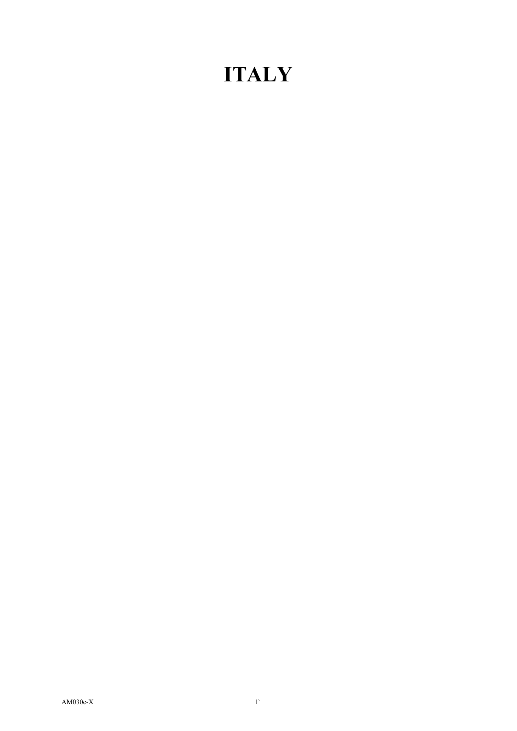# ITALY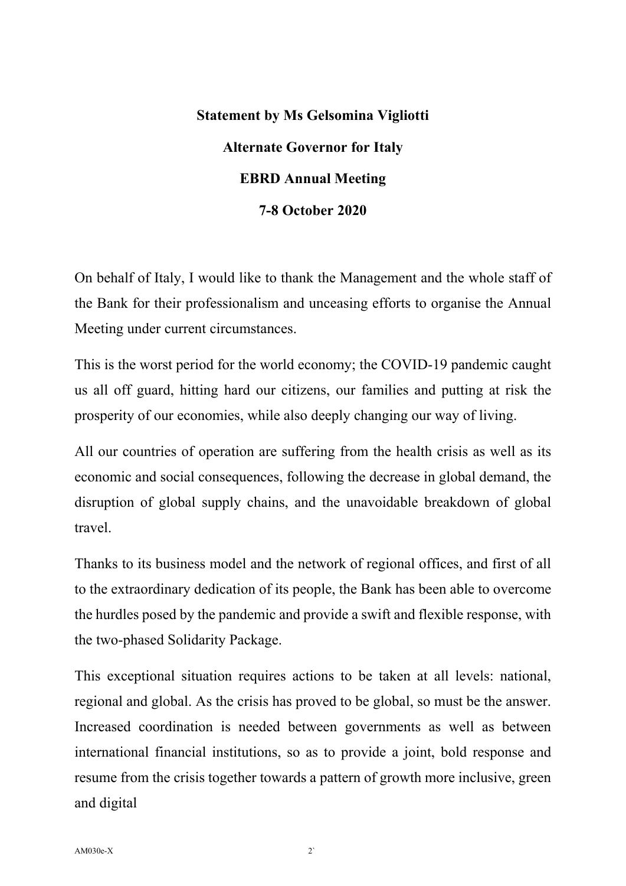**Statement by Ms Gelsomina Vigliotti**

**Alternate Governor for Italy**

**EBRD Annual Meeting**

**7-8 October 2020**

On behalf of Italy, I would like to thank the Management and the whole staff of the Bank for their professionalism and unceasing efforts to organise the Annual Meeting under current circumstances.

This is the worst period for the world economy; the COVID-19 pandemic caught us all off guard, hitting hard our citizens, our families and putting at risk the prosperity of our economies, while also deeply changing our way of living.

All our countries of operation are suffering from the health crisis as well as its economic and social consequences, following the decrease in global demand, the disruption of global supply chains, and the unavoidable breakdown of global travel.

Thanks to its business model and the network of regional offices, and first of all to the extraordinary dedication of its people, the Bank has been able to overcome the hurdles posed by the pandemic and provide a swift and flexible response, with the two-phased Solidarity Package.

This exceptional situation requires actions to be taken at all levels: national, regional and global. As the crisis has proved to be global, so must be the answer. Increased coordination is needed between governments as well as between international financial institutions, so as to provide a joint, bold response and resume from the crisis together towards a pattern of growth more inclusive, green and digital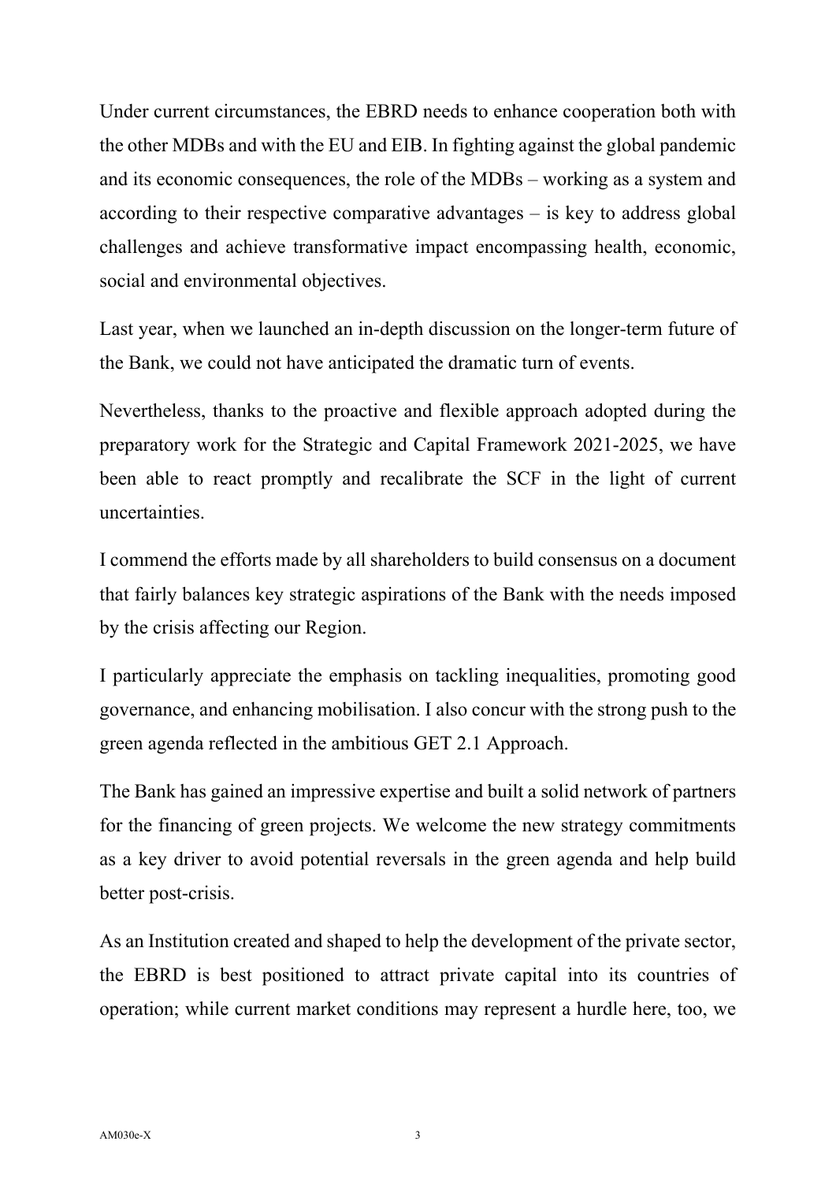Under current circumstances, the EBRD needs to enhance cooperation both with the other MDBs and with the EU and EIB. In fighting against the global pandemic and its economic consequences, the role of the MDBs – working as a system and according to their respective comparative advantages – is key to address global challenges and achieve transformative impact encompassing health, economic, social and environmental objectives.

Last year, when we launched an in-depth discussion on the longer-term future of the Bank, we could not have anticipated the dramatic turn of events.

Nevertheless, thanks to the proactive and flexible approach adopted during the preparatory work for the Strategic and Capital Framework 2021-2025, we have been able to react promptly and recalibrate the SCF in the light of current uncertainties.

I commend the efforts made by all shareholders to build consensus on a document that fairly balances key strategic aspirations of the Bank with the needs imposed by the crisis affecting our Region.

I particularly appreciate the emphasis on tackling inequalities, promoting good governance, and enhancing mobilisation. I also concur with the strong push to the green agenda reflected in the ambitious GET 2.1 Approach.

The Bank has gained an impressive expertise and built a solid network of partners for the financing of green projects. We welcome the new strategy commitments as a key driver to avoid potential reversals in the green agenda and help build better post-crisis.

As an Institution created and shaped to help the development of the private sector, the EBRD is best positioned to attract private capital into its countries of operation; while current market conditions may represent a hurdle here, too, we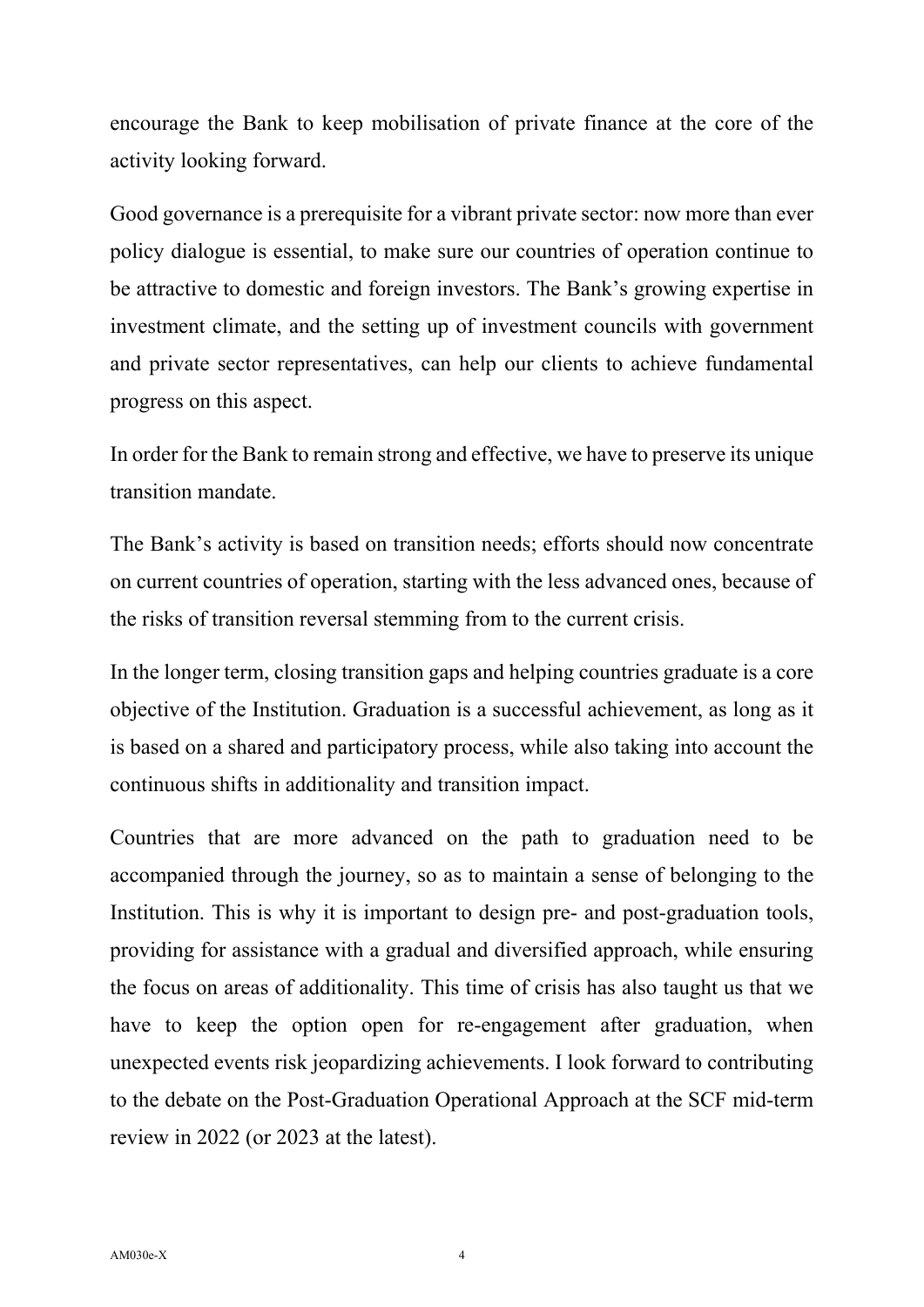encourage the Bank to keep mobilisation of private finance at the core of the activity looking forward.

Good governance is a prerequisite for a vibrant private sector: now more than ever policy dialogue is essential, to make sure our countries of operation continue to be attractive to domestic and foreign investors. The Bank's growing expertise in investment climate, and the setting up of investment councils with government and private sector representatives, can help our clients to achieve fundamental progress on this aspect.

In order for the Bank to remain strong and effective, we have to preserve its unique transition mandate.

The Bank's activity is based on transition needs; efforts should now concentrate on current countries of operation, starting with the less advanced ones, because of the risks of transition reversal stemming from to the current crisis.

In the longer term, closing transition gaps and helping countries graduate is a core objective of the Institution. Graduation is a successful achievement, as long as it is based on a shared and participatory process, while also taking into account the continuous shifts in additionality and transition impact.

Countries that are more advanced on the path to graduation need to be accompanied through the journey, so as to maintain a sense of belonging to the Institution. This is why it is important to design pre- and post-graduation tools, providing for assistance with a gradual and diversified approach, while ensuring the focus on areas of additionality. This time of crisis has also taught us that we have to keep the option open for re-engagement after graduation, when unexpected events risk jeopardizing achievements. I look forward to contributing to the debate on the Post-Graduation Operational Approach at the SCF mid-term review in 2022 (or 2023 at the latest).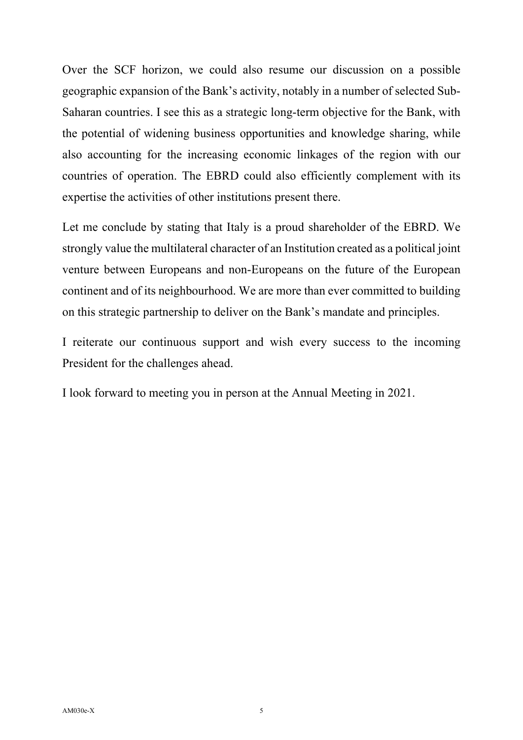Over the SCF horizon, we could also resume our discussion on a possible geographic expansion of the Bank's activity, notably in a number of selected Sub-Saharan countries. I see this as a strategic long-term objective for the Bank, with the potential of widening business opportunities and knowledge sharing, while also accounting for the increasing economic linkages of the region with our countries of operation. The EBRD could also efficiently complement with its expertise the activities of other institutions present there.

Let me conclude by stating that Italy is a proud shareholder of the EBRD. We strongly value the multilateral character of an Institution created as a political joint venture between Europeans and non-Europeans on the future of the European continent and of its neighbourhood. We are more than ever committed to building on this strategic partnership to deliver on the Bank's mandate and principles.

I reiterate our continuous support and wish every success to the incoming President for the challenges ahead.

I look forward to meeting you in person at the Annual Meeting in 2021.